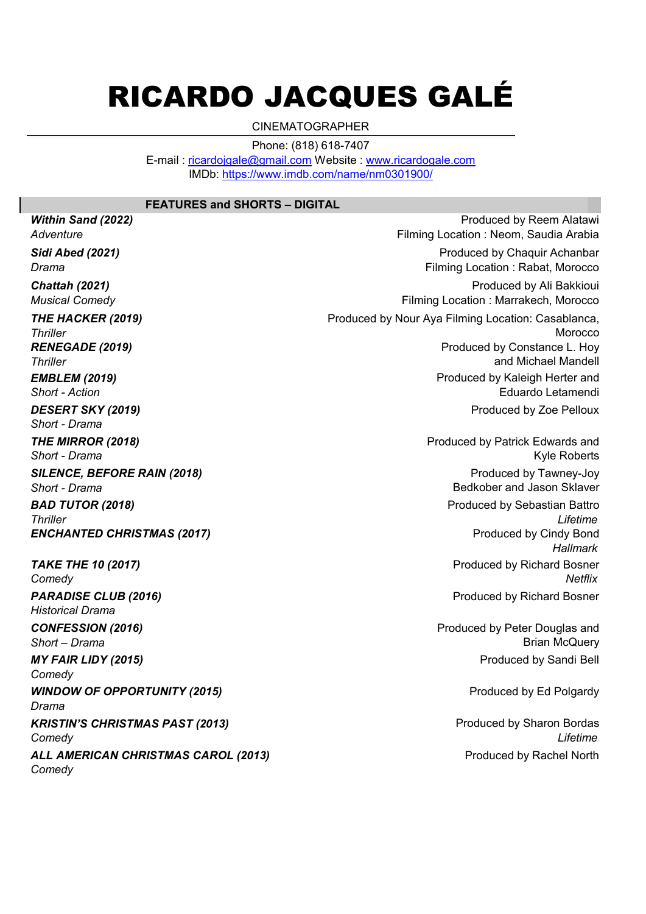# RICARDO JACQUES GALÉ

CINEMATOGRAPHER

Phone: (818) 618-7407
E-mail : ricardojgale@gmail.com Website : www.ricardogale.com
IMDb: https://www.imdb.com/name/nm0301900/

## FEATURES and SHORTS – DIGITAL

***Within Sand (2022)***
*Adventure*
Produced by Reem Alatawi
Filming Location : Neom, Saudia Arabia

***Sidi Abed (2021)***
*Drama*
Produced by Chaquir Achanbar
Filming Location : Rabat, Morocco

***Chattah (2021)***
*Musical Comedy*
Produced by Ali Bakkioui
Filming Location : Marrakech, Morocco

***THE HACKER (2019)***
*Thriller*
Produced by Nour Aya Filming Location: Casablanca, Morocco

***RENEGADE (2019)***
*Thriller*
Produced by Constance L. Hoy and Michael Mandell

***EMBLEM (2019)***
*Short - Action*
Produced by Kaleigh Herter and Eduardo Letamendi

***DESERT SKY (2019)***
*Short - Drama*
Produced by Zoe Pelloux

***THE MIRROR (2018)***
*Short - Drama*
Produced by Patrick Edwards and Kyle Roberts

***SILENCE, BEFORE RAIN (2018)***
*Short - Drama*
Produced by Tawney-Joy Bedkober and Jason Sklaver

***BAD TUTOR (2018)***
*Thriller*
Produced by Sebastian Battro
*Lifetime*

***ENCHANTED CHRISTMAS (2017)***
Produced by Cindy Bond
*Hallmark*

***TAKE THE 10 (2017)***
*Comedy*
Produced by Richard Bosner
*Netflix*

***PARADISE CLUB (2016)***
*Historical Drama*
Produced by Richard Bosner

***CONFESSION (2016)***
*Short – Drama*
Produced by Peter Douglas and Brian McQuery

***MY FAIR LIDY (2015)***
*Comedy*
Produced by Sandi Bell

***WINDOW OF OPPORTUNITY (2015)***
*Drama*
Produced by Ed Polgardy

***KRISTIN'S CHRISTMAS PAST (2013)***
*Comedy*
Produced by Sharon Bordas
*Lifetime*

***ALL AMERICAN CHRISTMAS CAROL (2013)***
*Comedy*
Produced by Rachel North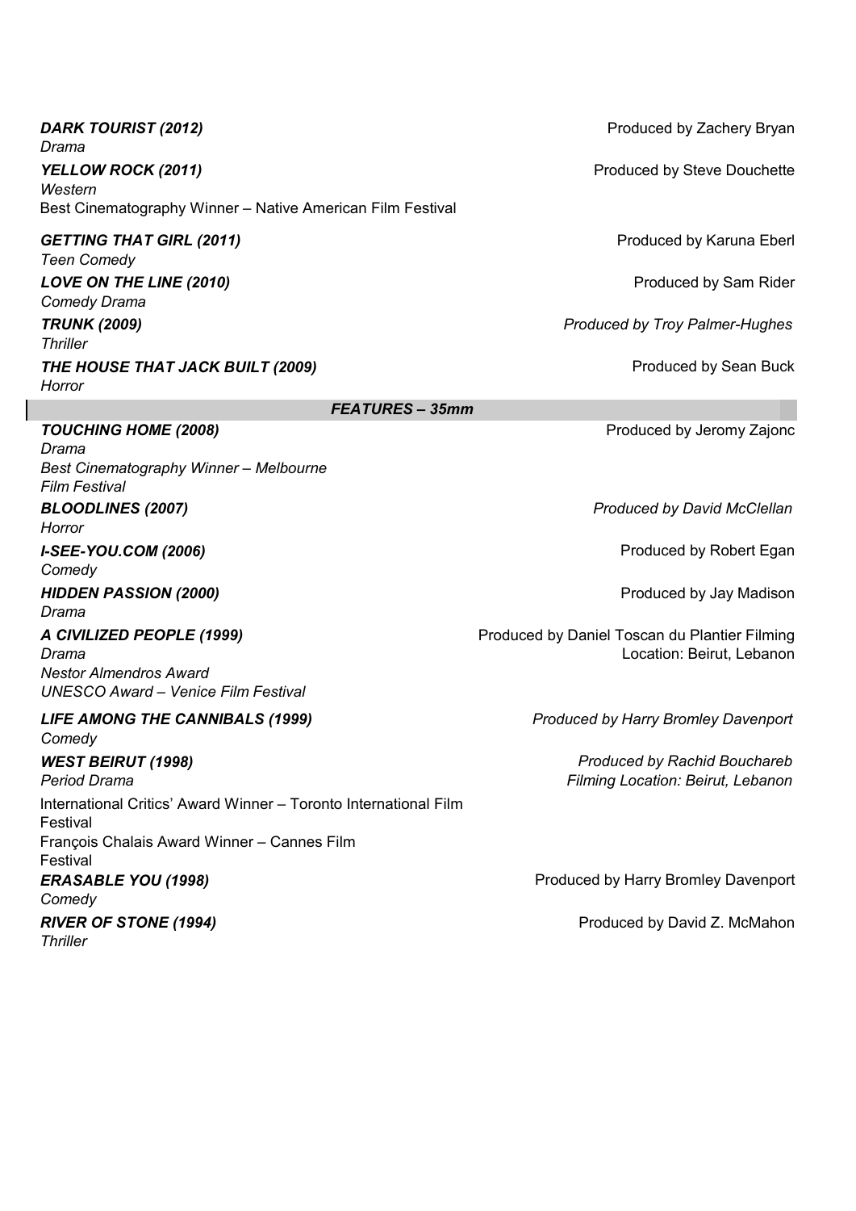***DARK TOURIST (2012)*** — Produced by Zachery Bryan
*Drama*

***YELLOW ROCK (2011)*** — Produced by Steve Douchette
*Western*
Best Cinematography Winner – Native American Film Festival

***GETTING THAT GIRL (2011)*** — Produced by Karuna Eberl
*Teen Comedy*

***LOVE ON THE LINE (2010)*** — Produced by Sam Rider
*Comedy Drama*

***TRUNK (2009)*** — *Produced by Troy Palmer-Hughes*
*Thriller*

***THE HOUSE THAT JACK BUILT (2009)*** — Produced by Sean Buck
*Horror*

## *FEATURES – 35mm*

***TOUCHING HOME (2008)*** — Produced by Jeromy Zajonc
*Drama*
*Best Cinematography Winner – Melbourne Film Festival*

***BLOODLINES (2007)*** — *Produced by David McClellan*
*Horror*

***I-SEE-YOU.COM (2006)*** — Produced by Robert Egan
*Comedy*

***HIDDEN PASSION (2000)*** — Produced by Jay Madison
*Drama*

***A CIVILIZED PEOPLE (1999)*** — Produced by Daniel Toscan du Plantier Filming Location: Beirut, Lebanon
*Drama*
*Nestor Almendros Award*
*UNESCO Award – Venice Film Festival*

***LIFE AMONG THE CANNIBALS (1999)*** — *Produced by Harry Bromley Davenport*
*Comedy*

***WEST BEIRUT (1998)*** — *Produced by Rachid Bouchareb*
*Period Drama* — *Filming Location: Beirut, Lebanon*
International Critics' Award Winner – Toronto International Film Festival
François Chalais Award Winner – Cannes Film Festival

***ERASABLE YOU (1998)*** — Produced by Harry Bromley Davenport
*Comedy*

***RIVER OF STONE (1994)*** — Produced by David Z. McMahon
*Thriller*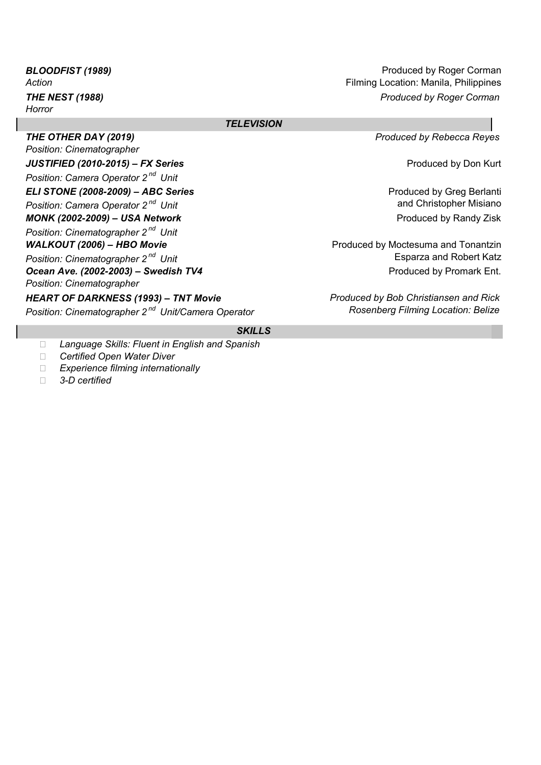***BLOODFIST (1989)***
*Action*
Produced by Roger Corman
Filming Location: Manila, Philippines

***THE NEST (1988)***
*Horror*
*Produced by Roger Corman*

## *TELEVISION*

***THE OTHER DAY (2019)***
*Position: Cinematographer*
*Produced by Rebecca Reyes*

***JUSTIFIED (2010-2015) – FX Series***
*Position: Camera Operator 2nd Unit*
Produced by Don Kurt

***ELI STONE (2008-2009) – ABC Series***
*Position: Camera Operator 2nd Unit*
Produced by Greg Berlanti and Christopher Misiano

***MONK (2002-2009) – USA Network***
*Position: Cinematographer 2nd Unit*
Produced by Randy Zisk

***WALKOUT (2006) – HBO Movie***
*Position: Cinematographer 2nd Unit*
Produced by Moctesuma and Tonantzin Esparza and Robert Katz

***Ocean Ave. (2002-2003) – Swedish TV4***
*Position: Cinematographer*
Produced by Promark Ent.

***HEART OF DARKNESS (1993) – TNT Movie***
*Position: Cinematographer 2nd Unit/Camera Operator*
*Produced by Bob Christiansen and Rick Rosenberg Filming Location: Belize*

## *SKILLS*

- *Language Skills: Fluent in English and Spanish*
- *Certified Open Water Diver*
- *Experience filming internationally*
- *3-D certified*